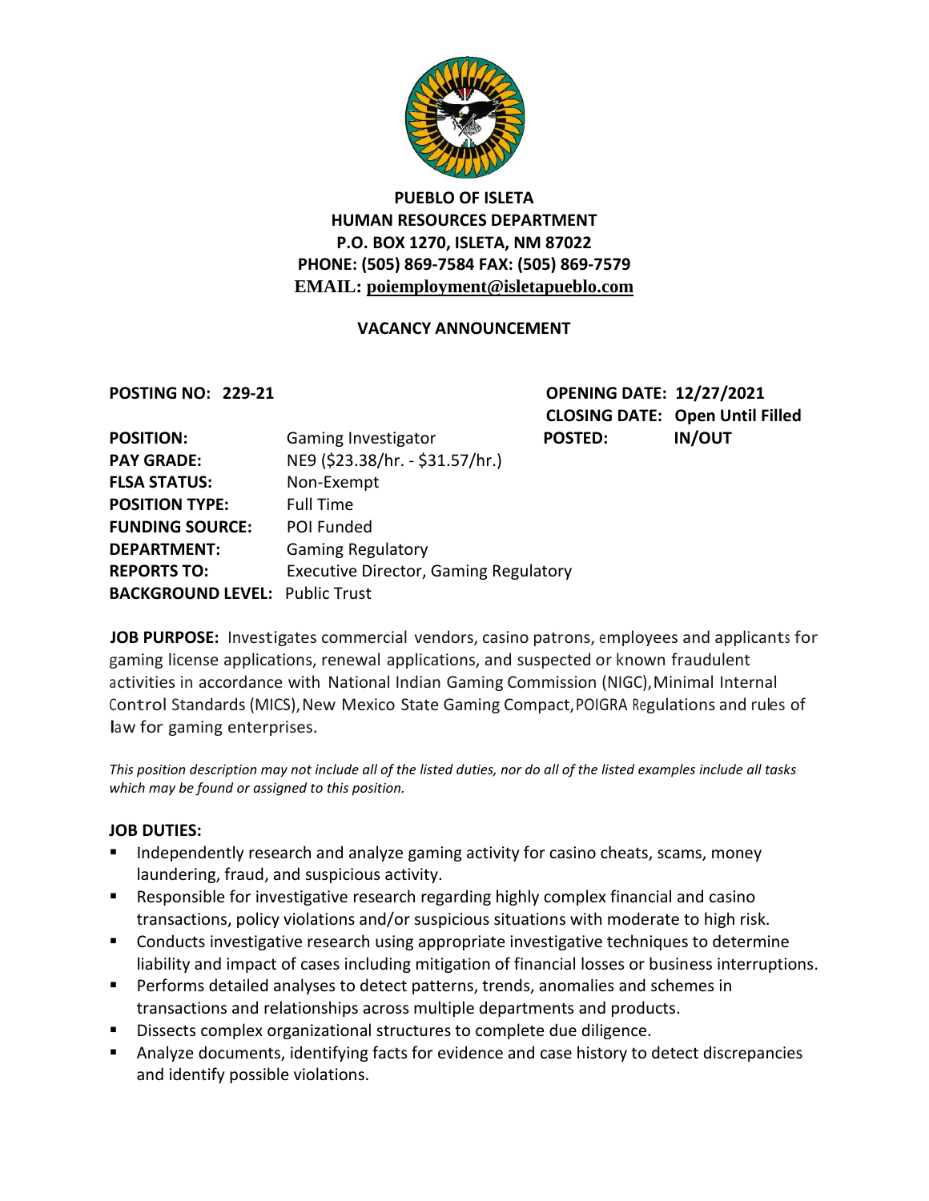**PUEBLO OF ISLETA**
**HUMAN RESOURCES DEPARTMENT**
**P.O. BOX 1270, ISLETA, NM 87022**
**PHONE: (505) 869-7584 FAX: (505) 869-7579**
**EMAIL: poiemployment@isletapueblo.com**

## VACANCY ANNOUNCEMENT

**POSTING NO: 229-21** | **OPENING DATE: 12/27/2021** | **CLOSING DATE: Open Until Filled**

| | | | |
|---|---|---|---|
| **POSITION:** | Gaming Investigator | **POSTED:** | **IN/OUT** |
| **PAY GRADE:** | NE9 ($23.38/hr. - $31.57/hr.) | | |
| **FLSA STATUS:** | Non-Exempt | | |
| **POSITION TYPE:** | Full Time | | |
| **FUNDING SOURCE:** | POI Funded | | |
| **DEPARTMENT:** | Gaming Regulatory | | |
| **REPORTS TO:** | Executive Director, Gaming Regulatory | | |
| **BACKGROUND LEVEL:** | Public Trust | | |

**JOB PURPOSE:** Investigates commercial vendors, casino patrons, employees and applicants for gaming license applications, renewal applications, and suspected or known fraudulent activities in accordance with National Indian Gaming Commission (NIGC), Minimal Internal Control Standards (MICS), New Mexico State Gaming Compact, POIGRA Regulations and rules of law for gaming enterprises.

*This position description may not include all of the listed duties, nor do all of the listed examples include all tasks which may be found or assigned to this position.*

**JOB DUTIES:**

- Independently research and analyze gaming activity for casino cheats, scams, money laundering, fraud, and suspicious activity.
- Responsible for investigative research regarding highly complex financial and casino transactions, policy violations and/or suspicious situations with moderate to high risk.
- Conducts investigative research using appropriate investigative techniques to determine liability and impact of cases including mitigation of financial losses or business interruptions.
- Performs detailed analyses to detect patterns, trends, anomalies and schemes in transactions and relationships across multiple departments and products.
- Dissects complex organizational structures to complete due diligence.
- Analyze documents, identifying facts for evidence and case history to detect discrepancies and identify possible violations.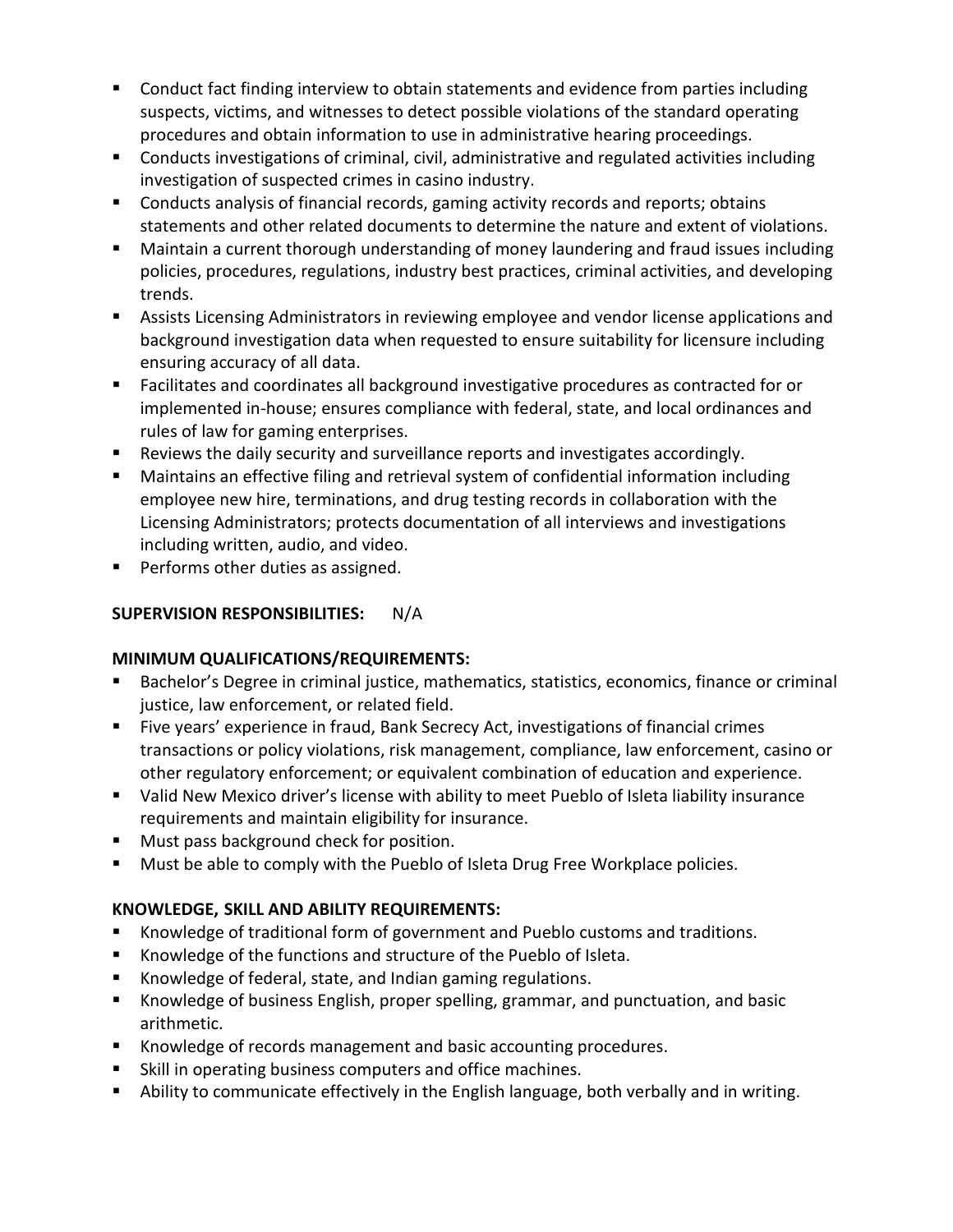- Conduct fact finding interview to obtain statements and evidence from parties including suspects, victims, and witnesses to detect possible violations of the standard operating procedures and obtain information to use in administrative hearing proceedings.
- Conducts investigations of criminal, civil, administrative and regulated activities including investigation of suspected crimes in casino industry.
- Conducts analysis of financial records, gaming activity records and reports; obtains statements and other related documents to determine the nature and extent of violations.
- Maintain a current thorough understanding of money laundering and fraud issues including policies, procedures, regulations, industry best practices, criminal activities, and developing trends.
- Assists Licensing Administrators in reviewing employee and vendor license applications and background investigation data when requested to ensure suitability for licensure including ensuring accuracy of all data.
- Facilitates and coordinates all background investigative procedures as contracted for or implemented in-house; ensures compliance with federal, state, and local ordinances and rules of law for gaming enterprises.
- Reviews the daily security and surveillance reports and investigates accordingly.
- Maintains an effective filing and retrieval system of confidential information including employee new hire, terminations, and drug testing records in collaboration with the Licensing Administrators; protects documentation of all interviews and investigations including written, audio, and video.
- Performs other duties as assigned.

**SUPERVISION RESPONSIBILITIES:** N/A

**MINIMUM QUALIFICATIONS/REQUIREMENTS:**

- Bachelor's Degree in criminal justice, mathematics, statistics, economics, finance or criminal justice, law enforcement, or related field.
- Five years' experience in fraud, Bank Secrecy Act, investigations of financial crimes transactions or policy violations, risk management, compliance, law enforcement, casino or other regulatory enforcement; or equivalent combination of education and experience.
- Valid New Mexico driver's license with ability to meet Pueblo of Isleta liability insurance requirements and maintain eligibility for insurance.
- Must pass background check for position.
- Must be able to comply with the Pueblo of Isleta Drug Free Workplace policies.

**KNOWLEDGE, SKILL AND ABILITY REQUIREMENTS:**

- Knowledge of traditional form of government and Pueblo customs and traditions.
- Knowledge of the functions and structure of the Pueblo of Isleta.
- Knowledge of federal, state, and Indian gaming regulations.
- Knowledge of business English, proper spelling, grammar, and punctuation, and basic arithmetic.
- Knowledge of records management and basic accounting procedures.
- Skill in operating business computers and office machines.
- Ability to communicate effectively in the English language, both verbally and in writing.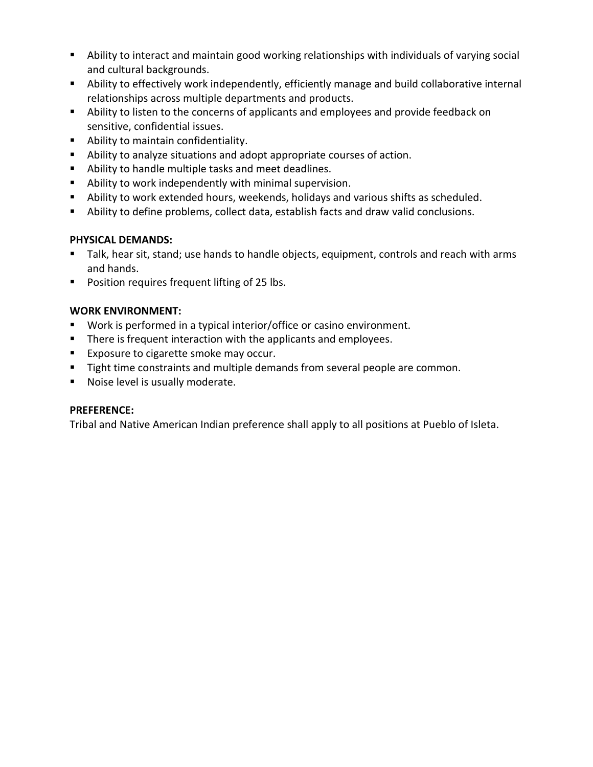- Ability to interact and maintain good working relationships with individuals of varying social and cultural backgrounds.
- Ability to effectively work independently, efficiently manage and build collaborative internal relationships across multiple departments and products.
- Ability to listen to the concerns of applicants and employees and provide feedback on sensitive, confidential issues.
- Ability to maintain confidentiality.
- Ability to analyze situations and adopt appropriate courses of action.
- Ability to handle multiple tasks and meet deadlines.
- Ability to work independently with minimal supervision.
- Ability to work extended hours, weekends, holidays and various shifts as scheduled.
- Ability to define problems, collect data, establish facts and draw valid conclusions.

**PHYSICAL DEMANDS:**

- Talk, hear sit, stand; use hands to handle objects, equipment, controls and reach with arms and hands.
- Position requires frequent lifting of 25 lbs.

**WORK ENVIRONMENT:**

- Work is performed in a typical interior/office or casino environment.
- There is frequent interaction with the applicants and employees.
- Exposure to cigarette smoke may occur.
- Tight time constraints and multiple demands from several people are common.
- Noise level is usually moderate.

**PREFERENCE:**

Tribal and Native American Indian preference shall apply to all positions at Pueblo of Isleta.